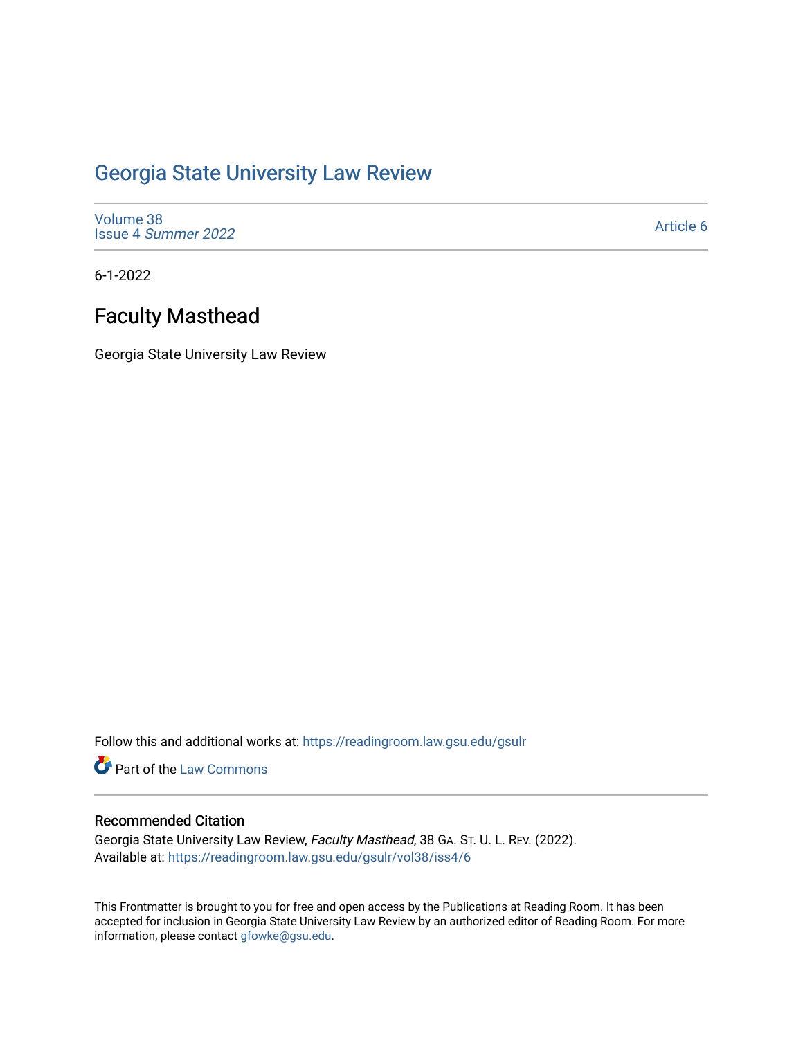# Georgia State University Law Review

Volume 38
Issue 4 *Summer 2022*

Article 6

6-1-2022

## Faculty Masthead

Georgia State University Law Review

Follow this and additional works at: https://readingroom.law.gsu.edu/gsulr

Part of the Law Commons

### Recommended Citation

Georgia State University Law Review, *Faculty Masthead*, 38 GA. ST. U. L. REV. (2022).
Available at: https://readingroom.law.gsu.edu/gsulr/vol38/iss4/6

This Frontmatter is brought to you for free and open access by the Publications at Reading Room. It has been accepted for inclusion in Georgia State University Law Review by an authorized editor of Reading Room. For more information, please contact gfowke@gsu.edu.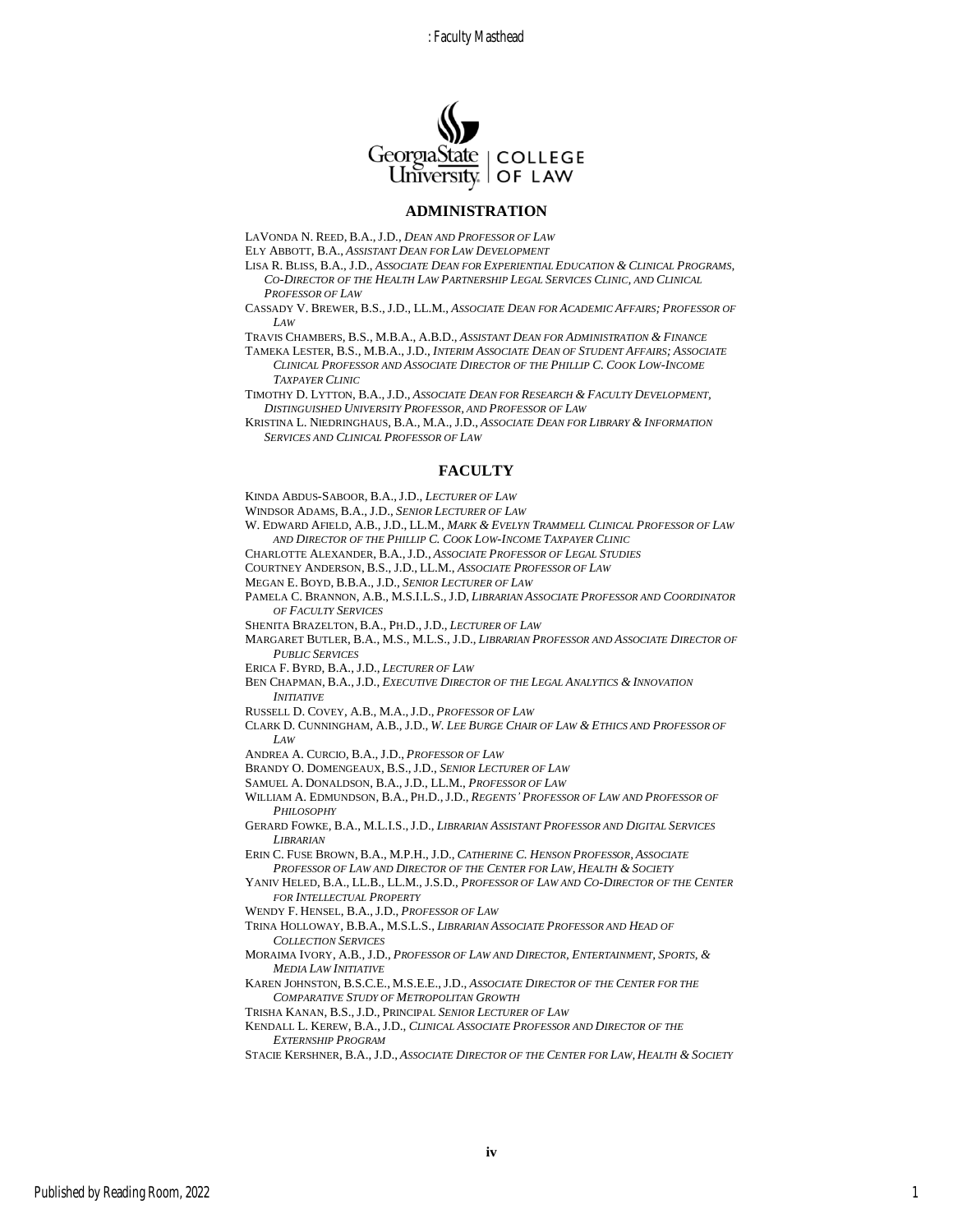## ADMINISTRATION

LAVONDA N. REED, B.A., J.D., *DEAN AND PROFESSOR OF LAW*

ELY ABBOTT, B.A., *ASSISTANT DEAN FOR LAW DEVELOPMENT*

LISA R. BLISS, B.A., J.D., *ASSOCIATE DEAN FOR EXPERIENTIAL EDUCATION & CLINICAL PROGRAMS, CO-DIRECTOR OF THE HEALTH LAW PARTNERSHIP LEGAL SERVICES CLINIC, AND CLINICAL PROFESSOR OF LAW*

CASSADY V. BREWER, B.S., J.D., LL.M., *ASSOCIATE DEAN FOR ACADEMIC AFFAIRS; PROFESSOR OF LAW*

TRAVIS CHAMBERS, B.S., M.B.A., A.B.D., *ASSISTANT DEAN FOR ADMINISTRATION & FINANCE*

TAMEKA LESTER, B.S., M.B.A., J.D., *INTERIM ASSOCIATE DEAN OF STUDENT AFFAIRS; ASSOCIATE CLINICAL PROFESSOR AND ASSOCIATE DIRECTOR OF THE PHILLIP C. COOK LOW-INCOME TAXPAYER CLINIC*

TIMOTHY D. LYTTON, B.A., J.D., *ASSOCIATE DEAN FOR RESEARCH & FACULTY DEVELOPMENT, DISTINGUISHED UNIVERSITY PROFESSOR, AND PROFESSOR OF LAW*

KRISTINA L. NIEDRINGHAUS, B.A., M.A., J.D., *ASSOCIATE DEAN FOR LIBRARY & INFORMATION SERVICES AND CLINICAL PROFESSOR OF LAW*

## FACULTY

KINDA ABDUS-SABOOR, B.A., J.D., *LECTURER OF LAW*

WINDSOR ADAMS, B.A., J.D., *SENIOR LECTURER OF LAW*

W. EDWARD AFIELD, A.B., J.D., LL.M., *MARK & EVELYN TRAMMELL CLINICAL PROFESSOR OF LAW AND DIRECTOR OF THE PHILLIP C. COOK LOW-INCOME TAXPAYER CLINIC*

CHARLOTTE ALEXANDER, B.A., J.D., *ASSOCIATE PROFESSOR OF LEGAL STUDIES*

COURTNEY ANDERSON, B.S., J.D., LL.M., *ASSOCIATE PROFESSOR OF LAW*

MEGAN E. BOYD, B.B.A., J.D., *SENIOR LECTURER OF LAW*

PAMELA C. BRANNON, A.B., M.S.I.L.S., J.D, *LIBRARIAN ASSOCIATE PROFESSOR AND COORDINATOR OF FACULTY SERVICES*

SHENITA BRAZELTON, B.A., PH.D., J.D., *LECTURER OF LAW*

MARGARET BUTLER, B.A., M.S., M.L.S., J.D., *LIBRARIAN PROFESSOR AND ASSOCIATE DIRECTOR OF PUBLIC SERVICES*

ERICA F. BYRD, B.A., J.D., *LECTURER OF LAW*

BEN CHAPMAN, B.A., J.D., *EXECUTIVE DIRECTOR OF THE LEGAL ANALYTICS & INNOVATION INITIATIVE*

RUSSELL D. COVEY, A.B., M.A., J.D., *PROFESSOR OF LAW*

CLARK D. CUNNINGHAM, A.B., J.D., *W. LEE BURGE CHAIR OF LAW & ETHICS AND PROFESSOR OF LAW*

ANDREA A. CURCIO, B.A., J.D., *PROFESSOR OF LAW*

BRANDY O. DOMENGEAUX, B.S., J.D., *SENIOR LECTURER OF LAW*

SAMUEL A. DONALDSON, B.A., J.D., LL.M., *PROFESSOR OF LAW*

WILLIAM A. EDMUNDSON, B.A., PH.D., J.D., *REGENTS' PROFESSOR OF LAW AND PROFESSOR OF PHILOSOPHY*

GERARD FOWKE, B.A., M.L.I.S., J.D., *LIBRARIAN ASSISTANT PROFESSOR AND DIGITAL SERVICES LIBRARIAN*

ERIN C. FUSE BROWN, B.A., M.P.H., J.D., *CATHERINE C. HENSON PROFESSOR, ASSOCIATE PROFESSOR OF LAW AND DIRECTOR OF THE CENTER FOR LAW, HEALTH & SOCIETY*

YANIV HELED, B.A., LL.B., LL.M., J.S.D., *PROFESSOR OF LAW AND CO-DIRECTOR OF THE CENTER FOR INTELLECTUAL PROPERTY*

WENDY F. HENSEL, B.A., J.D., *PROFESSOR OF LAW*

TRINA HOLLOWAY, B.B.A., M.S.L.S., *LIBRARIAN ASSOCIATE PROFESSOR AND HEAD OF COLLECTION SERVICES*

MORAIMA IVORY, A.B., J.D., *PROFESSOR OF LAW AND DIRECTOR, ENTERTAINMENT, SPORTS, & MEDIA LAW INITIATIVE*

KAREN JOHNSTON, B.S.C.E.E., M.S.E.E., J.D., *ASSOCIATE DIRECTOR OF THE CENTER FOR THE COMPARATIVE STUDY OF METROPOLITAN GROWTH*

TRISHA KANAN, B.S., J.D., PRINCIPAL *SENIOR LECTURER OF LAW*

KENDALL L. KEREW, B.A., J.D., *CLINICAL ASSOCIATE PROFESSOR AND DIRECTOR OF THE EXTERNSHIP PROGRAM*

STACIE KERSHNER, B.A., J.D., *ASSOCIATE DIRECTOR OF THE CENTER FOR LAW, HEALTH & SOCIETY*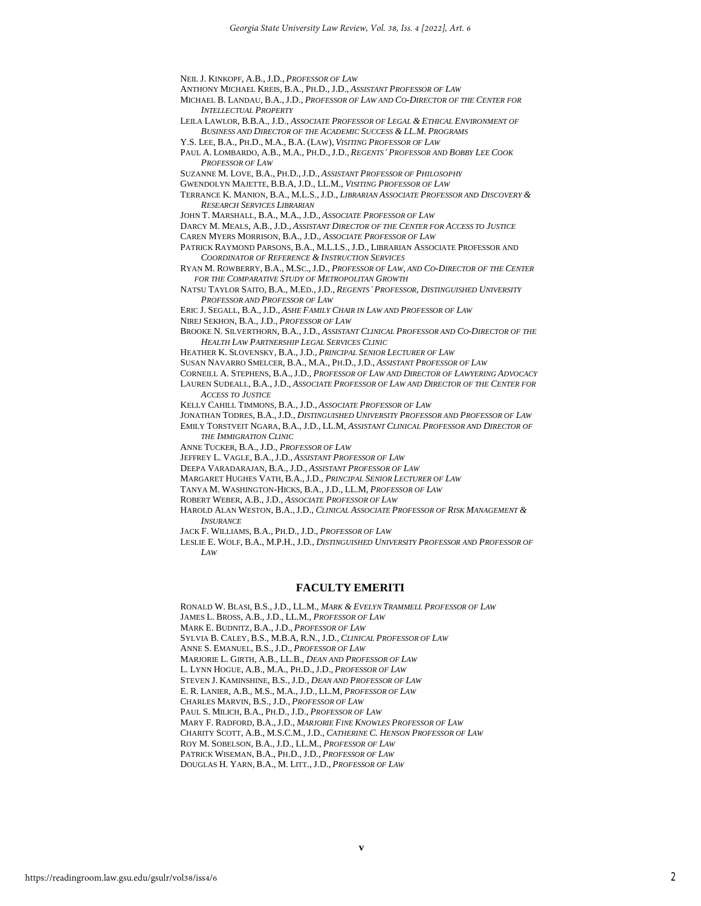NEIL J. KINKOPF, A.B., J.D., *PROFESSOR OF LAW*
ANTHONY MICHAEL KREIS, B.A., PH.D., J.D., *ASSISTANT PROFESSOR OF LAW*
MICHAEL B. LANDAU, B.A., J.D., *PROFESSOR OF LAW AND CO-DIRECTOR OF THE CENTER FOR INTELLECTUAL PROPERTY*
LEILA LAWLOR, B.B.A., J.D., *ASSOCIATE PROFESSOR OF LEGAL & ETHICAL ENVIRONMENT OF BUSINESS AND DIRECTOR OF THE ACADEMIC SUCCESS & LL.M. PROGRAMS*
Y.S. LEE, B.A., PH.D., M.A., B.A. (LAW), *VISITING PROFESSOR OF LAW*
PAUL A. LOMBARDO, A.B., M.A., PH.D., J.D., *REGENTS' PROFESSOR AND BOBBY LEE COOK PROFESSOR OF LAW*
SUZANNE M. LOVE, B.A., PH.D., J.D., *ASSISTANT PROFESSOR OF PHILOSOPHY*
GWENDOLYN MAJETTE, B.B.A, J.D., LL.M., *VISITING PROFESSOR OF LAW*
TERRANCE K. MANION, B.A., M.L.S., J.D., *LIBRARIAN ASSOCIATE PROFESSOR AND DISCOVERY & RESEARCH SERVICES LIBRARIAN*
JOHN T. MARSHALL, B.A., M.A., J.D., *ASSOCIATE PROFESSOR OF LAW*
DARCY M. MEALS, A.B., J.D., *ASSISTANT DIRECTOR OF THE CENTER FOR ACCESS TO JUSTICE*
CAREN MYERS MORRISON, B.A., J.D., *ASSOCIATE PROFESSOR OF LAW*
PATRICK RAYMOND PARSONS, B.A., M.L.I.S., J.D., LIBRARIAN ASSOCIATE PROFESSOR AND *COORDINATOR OF REFERENCE & INSTRUCTION SERVICES*
RYAN M. ROWBERRY, B.A., M.SC., J.D., *PROFESSOR OF LAW, AND CO-DIRECTOR OF THE CENTER FOR THE COMPARATIVE STUDY OF METROPOLITAN GROWTH*
NATSU TAYLOR SAITO, B.A., M.ED., J.D., *REGENTS' PROFESSOR, DISTINGUISHED UNIVERSITY PROFESSOR AND PROFESSOR OF LAW*
ERIC J. SEGALL, B.A., J.D., *ASHE FAMILY CHAIR IN LAW AND PROFESSOR OF LAW*
NIREJ SEKHON, B.A., J.D., *PROFESSOR OF LAW*
BROOKE N. SILVERTHORN, B.A., J.D., *ASSISTANT CLINICAL PROFESSOR AND CO-DIRECTOR OF THE HEALTH LAW PARTNERSHIP LEGAL SERVICES CLINIC*
HEATHER K. SLOVENSKY, B.A., J.D., *PRINCIPAL SENIOR LECTURER OF LAW*
SUSAN NAVARRO SMELCER, B.A., M.A., PH.D., J.D., *ASSISTANT PROFESSOR OF LAW*
CORNEILL A. STEPHENS, B.A., J.D., *PROFESSOR OF LAW AND DIRECTOR OF LAWYERING ADVOCACY*
LAUREN SUDEALL, B.A., J.D., *ASSOCIATE PROFESSOR OF LAW AND DIRECTOR OF THE CENTER FOR ACCESS TO JUSTICE*
KELLY CAHILL TIMMONS, B.A., J.D., *ASSOCIATE PROFESSOR OF LAW*
JONATHAN TODRES, B.A., J.D., *DISTINGUISHED UNIVERSITY PROFESSOR AND PROFESSOR OF LAW*
EMILY TORSTVEIT NGARA, B.A., J.D., LL.M, *ASSISTANT CLINICAL PROFESSOR AND DIRECTOR OF THE IMMIGRATION CLINIC*
ANNE TUCKER, B.A., J.D., *PROFESSOR OF LAW*
JEFFREY L. VAGLE, B.A., J.D., *ASSISTANT PROFESSOR OF LAW*
DEEPA VARADARAJAN, B.A., J.D., *ASSISTANT PROFESSOR OF LAW*
MARGARET HUGHES VATH, B.A., J.D., *PRINCIPAL SENIOR LECTURER OF LAW*
TANYA M. WASHINGTON-HICKS, B.A., J.D., LL.M, *PROFESSOR OF LAW*
ROBERT WEBER, A.B., J.D., *ASSOCIATE PROFESSOR OF LAW*
HAROLD ALAN WESTON, B.A., J.D., *CLINICAL ASSOCIATE PROFESSOR OF RISK MANAGEMENT & INSURANCE*
JACK F. WILLIAMS, B.A., PH.D., J.D., *PROFESSOR OF LAW*
LESLIE E. WOLF, B.A., M.P.H., J.D., *DISTINGUISHED UNIVERSITY PROFESSOR AND PROFESSOR OF LAW*

## FACULTY EMERITI

RONALD W. BLASI, B.S., J.D., LL.M., *MARK & EVELYN TRAMMELL PROFESSOR OF LAW*
JAMES L. BROSS, A.B., J.D., LL.M., *PROFESSOR OF LAW*
MARK E. BUDNITZ, B.A., J.D., *PROFESSOR OF LAW*
SYLVIA B. CALEY, B.S., M.B.A, R.N., J.D., *CLINICAL PROFESSOR OF LAW*
ANNE S. EMANUEL, B.S., J.D., *PROFESSOR OF LAW*
MARJORIE L. GIRTH, A.B., LL.B., *DEAN AND PROFESSOR OF LAW*
L. LYNN HOGUE, A.B., M.A., PH.D., J.D., *PROFESSOR OF LAW*
STEVEN J. KAMINSHINE, B.S., J.D., *DEAN AND PROFESSOR OF LAW*
E. R. LANIER, A.B., M.S., M.A., J.D., LL.M, *PROFESSOR OF LAW*
CHARLES MARVIN, B.S., J.D., *PROFESSOR OF LAW*
PAUL S. MILICH, B.A., PH.D., J.D., *PROFESSOR OF LAW*
MARY F. RADFORD, B.A., J.D., *MARJORIE FINE KNOWLES PROFESSOR OF LAW*
CHARITY SCOTT, A.B., M.S.C.M., J.D., *CATHERINE C. HENSON PROFESSOR OF LAW*
ROY M. SOBELSON, B.A., J.D., LL.M., *PROFESSOR OF LAW*
PATRICK WISEMAN, B.A., PH.D., J.D., *PROFESSOR OF LAW*
DOUGLAS H. YARN, B.A., M. LITT., J.D., *PROFESSOR OF LAW*